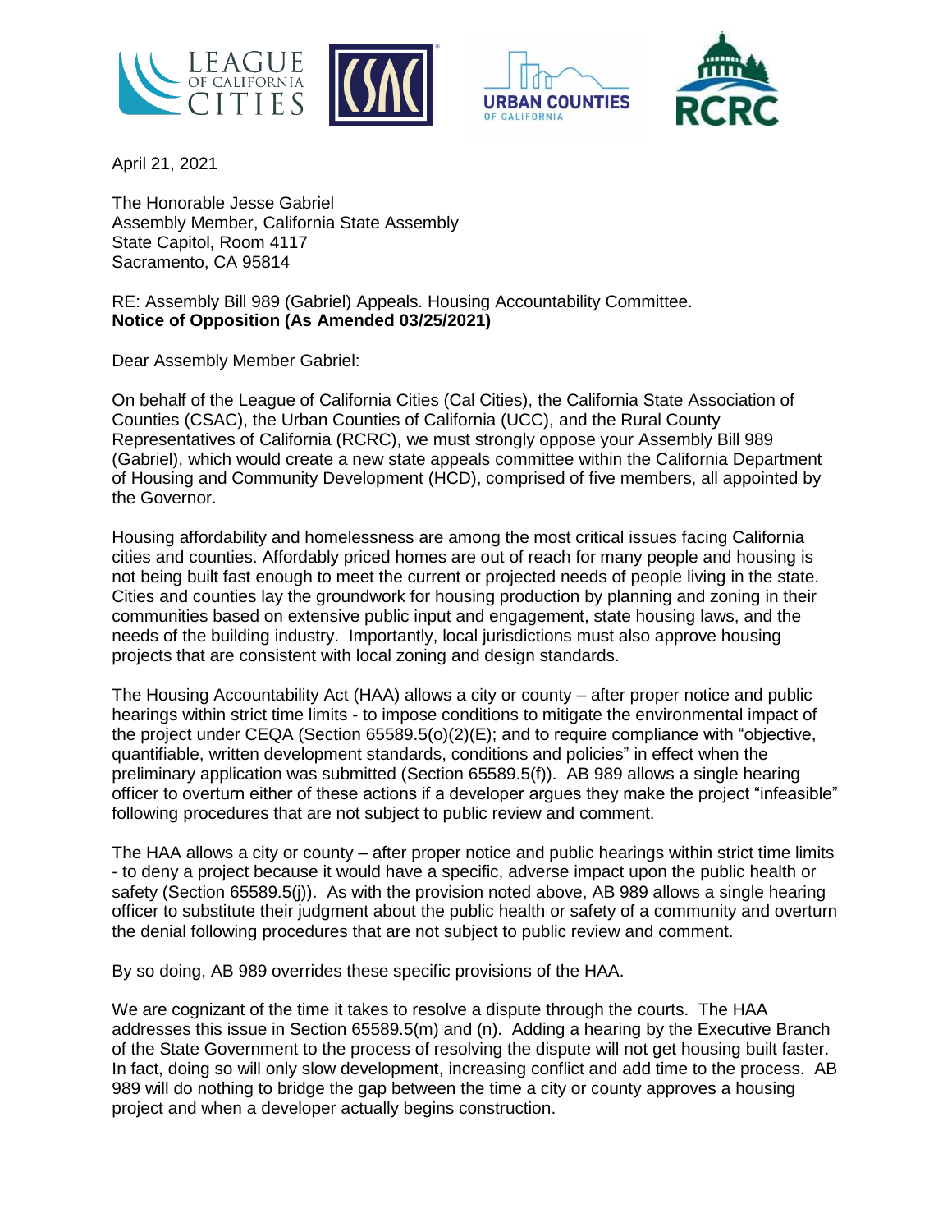April 21, 2021

The Honorable Jesse Gabriel
Assembly Member, California State Assembly
State Capitol, Room 4117
Sacramento, CA 95814

RE: Assembly Bill 989 (Gabriel) Appeals. Housing Accountability Committee.
**Notice of Opposition (As Amended 03/25/2021)**

Dear Assembly Member Gabriel:

On behalf of the League of California Cities (Cal Cities), the California State Association of Counties (CSAC), the Urban Counties of California (UCC), and the Rural County Representatives of California (RCRC), we must strongly oppose your Assembly Bill 989 (Gabriel), which would create a new state appeals committee within the California Department of Housing and Community Development (HCD), comprised of five members, all appointed by the Governor.

Housing affordability and homelessness are among the most critical issues facing California cities and counties. Affordably priced homes are out of reach for many people and housing is not being built fast enough to meet the current or projected needs of people living in the state. Cities and counties lay the groundwork for housing production by planning and zoning in their communities based on extensive public input and engagement, state housing laws, and the needs of the building industry. Importantly, local jurisdictions must also approve housing projects that are consistent with local zoning and design standards.

The Housing Accountability Act (HAA) allows a city or county – after proper notice and public hearings within strict time limits - to impose conditions to mitigate the environmental impact of the project under CEQA (Section 65589.5(o)(2)(E); and to require compliance with "objective, quantifiable, written development standards, conditions and policies" in effect when the preliminary application was submitted (Section 65589.5(f)). AB 989 allows a single hearing officer to overturn either of these actions if a developer argues they make the project "infeasible" following procedures that are not subject to public review and comment.

The HAA allows a city or county – after proper notice and public hearings within strict time limits - to deny a project because it would have a specific, adverse impact upon the public health or safety (Section 65589.5(j)). As with the provision noted above, AB 989 allows a single hearing officer to substitute their judgment about the public health or safety of a community and overturn the denial following procedures that are not subject to public review and comment.

By so doing, AB 989 overrides these specific provisions of the HAA.

We are cognizant of the time it takes to resolve a dispute through the courts. The HAA addresses this issue in Section 65589.5(m) and (n). Adding a hearing by the Executive Branch of the State Government to the process of resolving the dispute will not get housing built faster. In fact, doing so will only slow development, increasing conflict and add time to the process. AB 989 will do nothing to bridge the gap between the time a city or county approves a housing project and when a developer actually begins construction.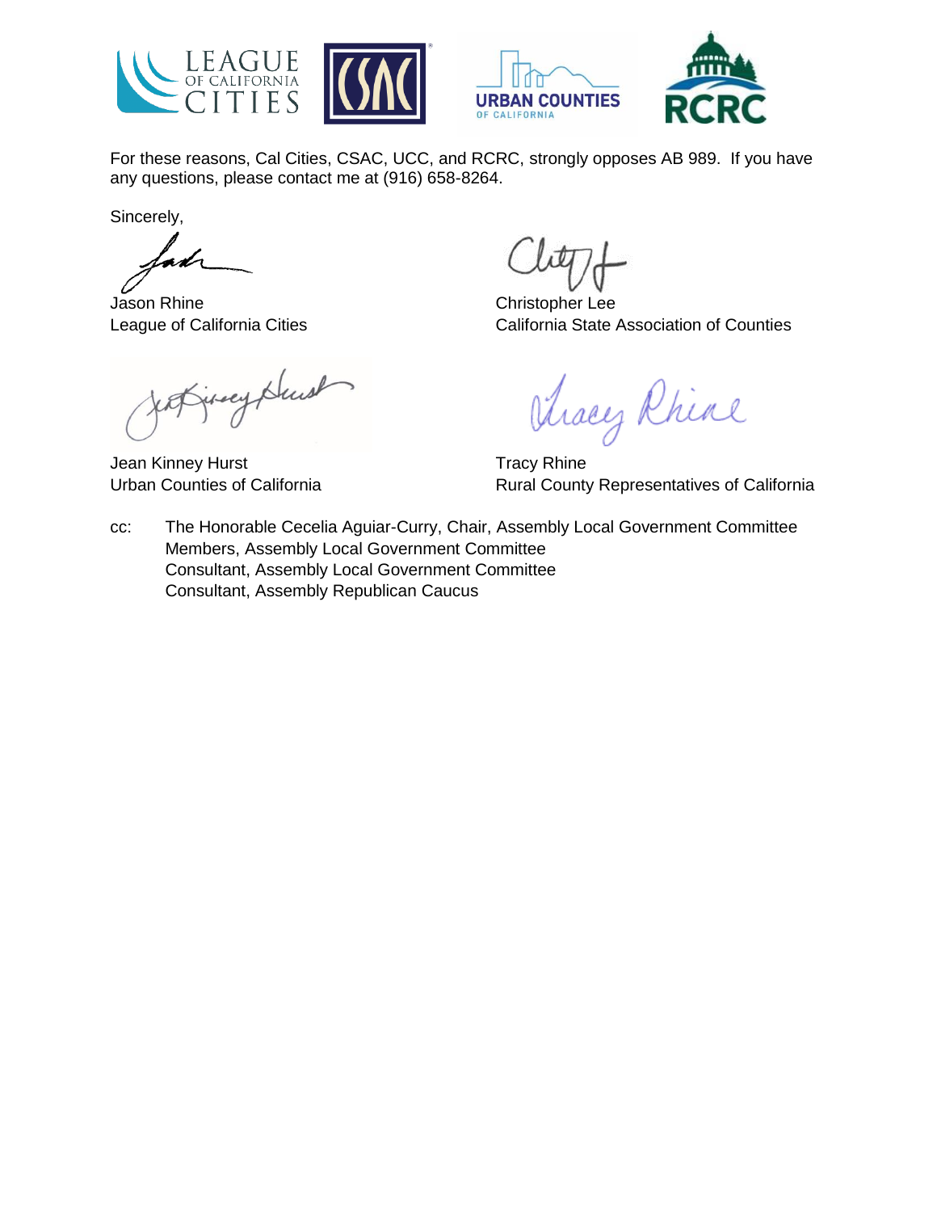For these reasons, Cal Cities, CSAC, UCC, and RCRC, strongly opposes AB 989. If you have any questions, please contact me at (916) 658-8264.

Sincerely,

Jason Rhine
League of California Cities

Christopher Lee
California State Association of Counties

Jean Kinney Hurst
Urban Counties of California

Tracy Rhine
Rural County Representatives of California

cc: The Honorable Cecelia Aguiar-Curry, Chair, Assembly Local Government Committee
Members, Assembly Local Government Committee
Consultant, Assembly Local Government Committee
Consultant, Assembly Republican Caucus